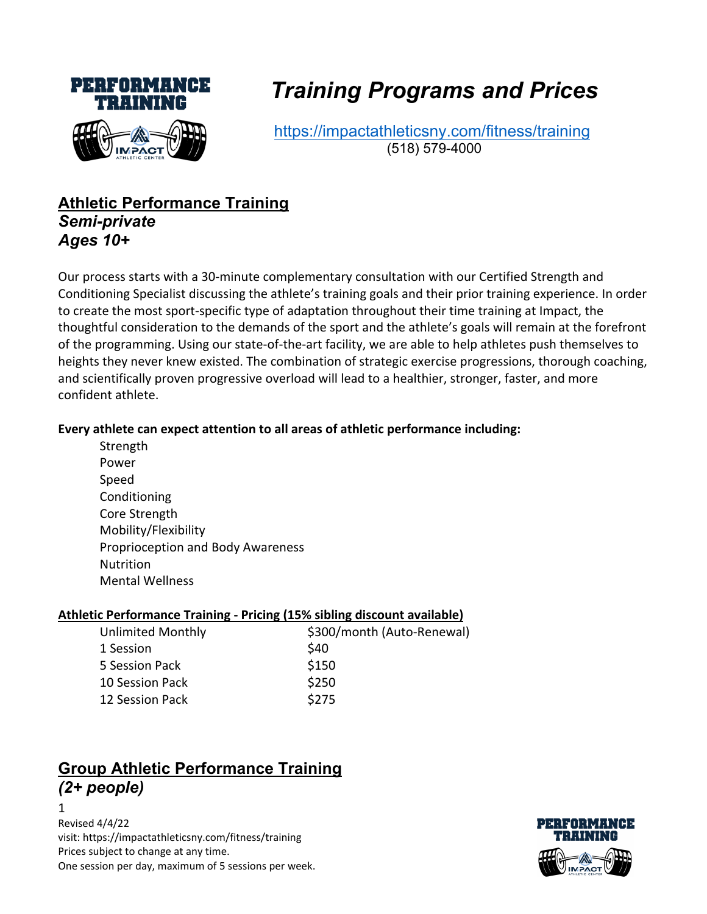# Training Programs and Prices

https://impactathleticsny.com/fitness/training
(518) 579-4000

## Athletic Performance Training
### *Semi-private*
### *Ages 10+*

Our process starts with a 30-minute complementary consultation with our Certified Strength and Conditioning Specialist discussing the athlete's training goals and their prior training experience. In order to create the most sport-specific type of adaptation throughout their time training at Impact, the thoughtful consideration to the demands of the sport and the athlete's goals will remain at the forefront of the programming. Using our state-of-the-art facility, we are able to help athletes push themselves to heights they never knew existed. The combination of strategic exercise progressions, thorough coaching, and scientifically proven progressive overload will lead to a healthier, stronger, faster, and more confident athlete.

**Every athlete can expect attention to all areas of athletic performance including:**

- Strength
- Power
- Speed
- Conditioning
- Core Strength
- Mobility/Flexibility
- Proprioception and Body Awareness
- Nutrition
- Mental Wellness

**Athletic Performance Training - Pricing (15% sibling discount available)**

| | |
|---|---|
| Unlimited Monthly | $300/month (Auto-Renewal) |
| 1 Session | $40 |
| 5 Session Pack | $150 |
| 10 Session Pack | $250 |
| 12 Session Pack | $275 |

## Group Athletic Performance Training
### *(2+ people)*

Revised 4/4/22
visit: https://impactathleticsny.com/fitness/training
Prices subject to change at any time.
One session per day, maximum of 5 sessions per week.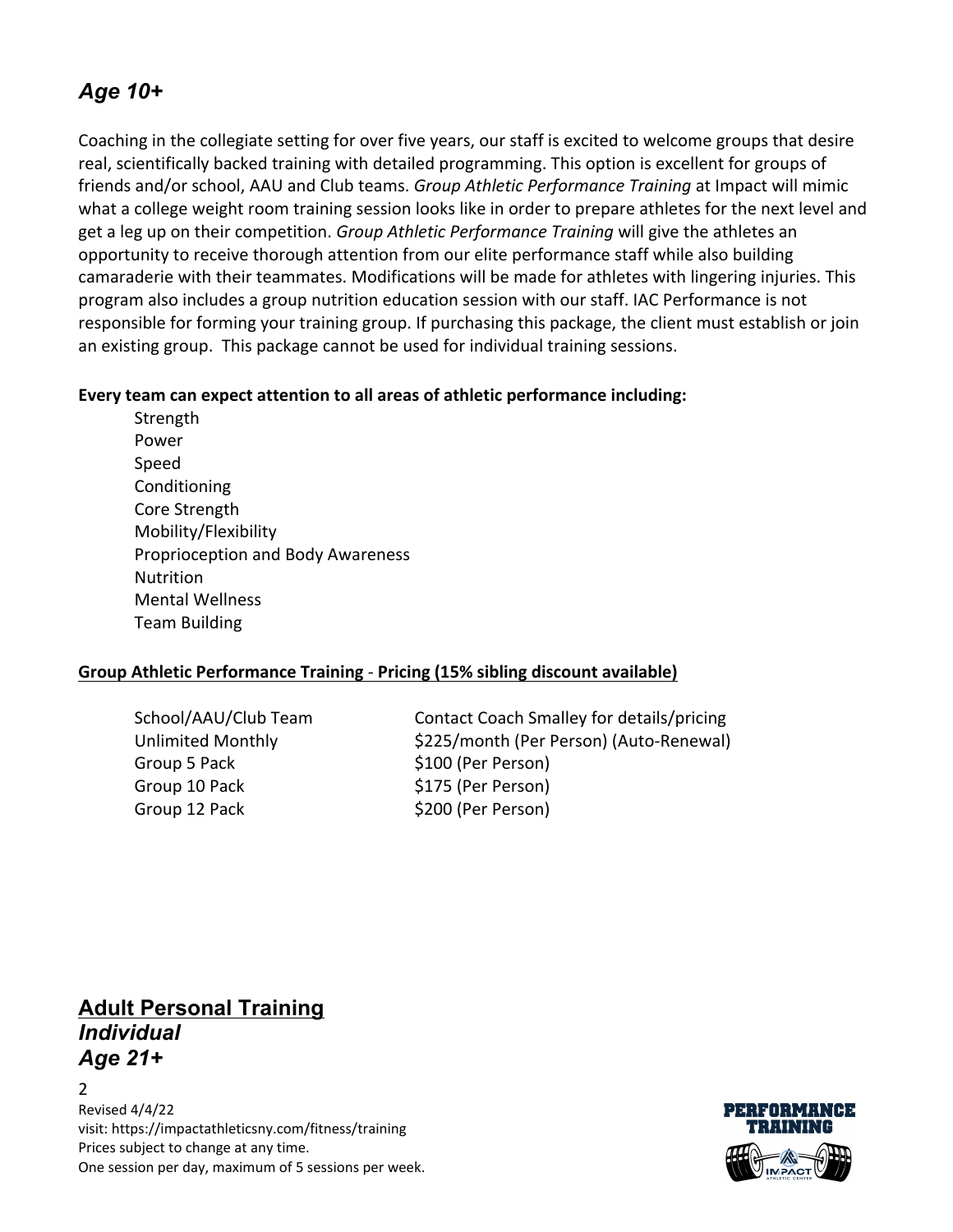## *Age 10+*

Coaching in the collegiate setting for over five years, our staff is excited to welcome groups that desire real, scientifically backed training with detailed programming. This option is excellent for groups of friends and/or school, AAU and Club teams. *Group Athletic Performance Training* at Impact will mimic what a college weight room training session looks like in order to prepare athletes for the next level and get a leg up on their competition. *Group Athletic Performance Training* will give the athletes an opportunity to receive thorough attention from our elite performance staff while also building camaraderie with their teammates. Modifications will be made for athletes with lingering injuries. This program also includes a group nutrition education session with our staff. IAC Performance is not responsible for forming your training group. If purchasing this package, the client must establish or join an existing group. This package cannot be used for individual training sessions.

**Every team can expect attention to all areas of athletic performance including:**

- Strength
- Power
- Speed
- Conditioning
- Core Strength
- Mobility/Flexibility
- Proprioception and Body Awareness
- Nutrition
- Mental Wellness
- Team Building

**Group Athletic Performance Training - Pricing (15% sibling discount available)**

| | |
|---|---|
| School/AAU/Club Team | Contact Coach Smalley for details/pricing |
| Unlimited Monthly | $225/month (Per Person) (Auto-Renewal) |
| Group 5 Pack | $100 (Per Person) |
| Group 10 Pack | $175 (Per Person) |
| Group 12 Pack | $200 (Per Person) |

## Adult Personal Training
### *Individual*
### *Age 21+*

Revised 4/4/22
visit: https://impactathleticsny.com/fitness/training
Prices subject to change at any time.
One session per day, maximum of 5 sessions per week.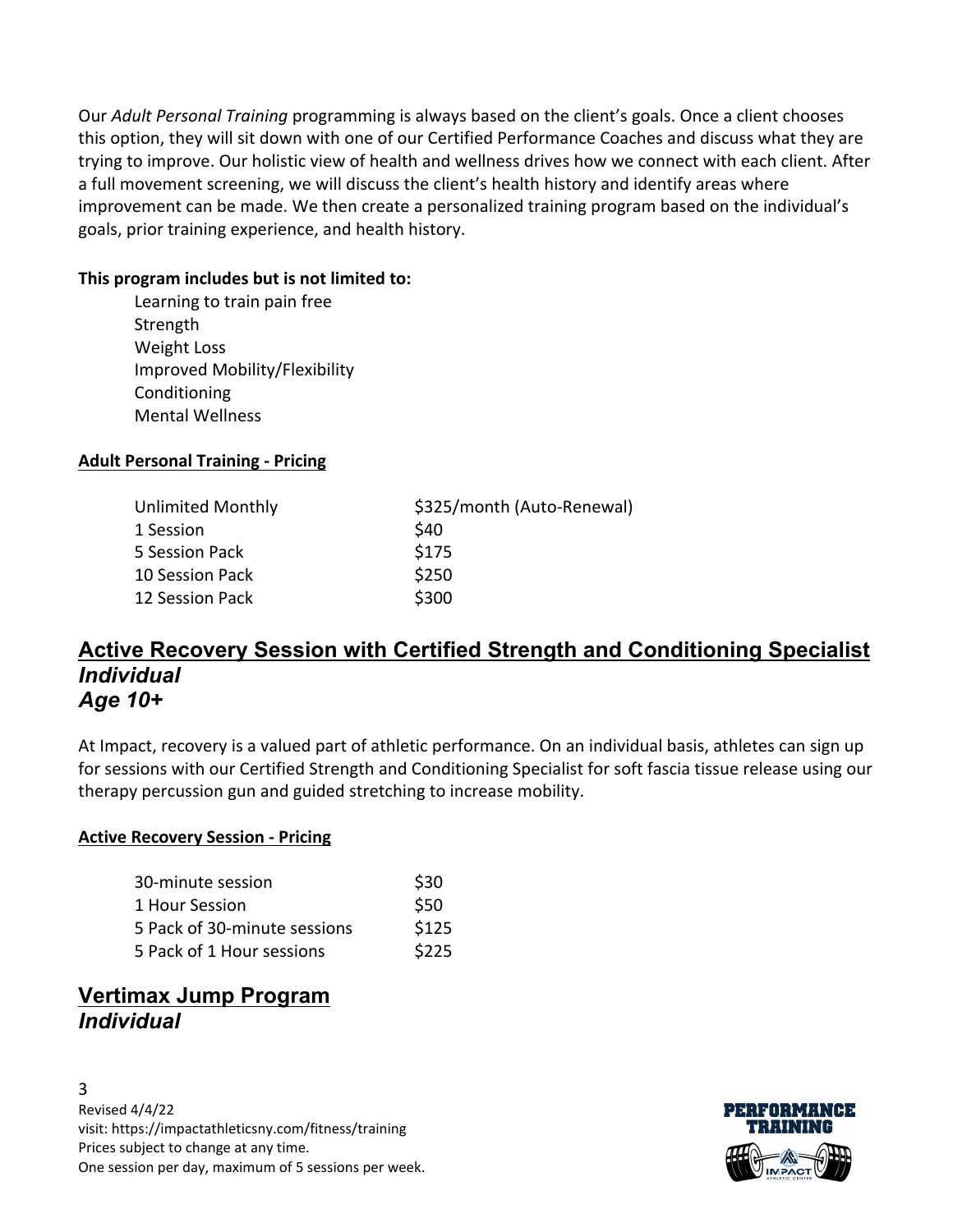Our *Adult Personal Training* programming is always based on the client's goals. Once a client chooses this option, they will sit down with one of our Certified Performance Coaches and discuss what they are trying to improve. Our holistic view of health and wellness drives how we connect with each client. After a full movement screening, we will discuss the client's health history and identify areas where improvement can be made. We then create a personalized training program based on the individual's goals, prior training experience, and health history.

**This program includes but is not limited to:**

- Learning to train pain free
- Strength
- Weight Loss
- Improved Mobility/Flexibility
- Conditioning
- Mental Wellness

**Adult Personal Training - Pricing**

| | |
|---|---|
| Unlimited Monthly | \$325/month (Auto-Renewal) |
| 1 Session | \$40 |
| 5 Session Pack | \$175 |
| 10 Session Pack | \$250 |
| 12 Session Pack | \$300 |

## Active Recovery Session with Certified Strength and Conditioning Specialist
### *Individual*
### *Age 10+*

At Impact, recovery is a valued part of athletic performance. On an individual basis, athletes can sign up for sessions with our Certified Strength and Conditioning Specialist for soft fascia tissue release using our therapy percussion gun and guided stretching to increase mobility.

**Active Recovery Session - Pricing**

| | |
|---|---|
| 30-minute session | \$30 |
| 1 Hour Session | \$50 |
| 5 Pack of 30-minute sessions | \$125 |
| 5 Pack of 1 Hour sessions | \$225 |

## Vertimax Jump Program
### *Individual*

Revised 4/4/22
visit: https://impactathleticsny.com/fitness/training
Prices subject to change at any time.
One session per day, maximum of 5 sessions per week.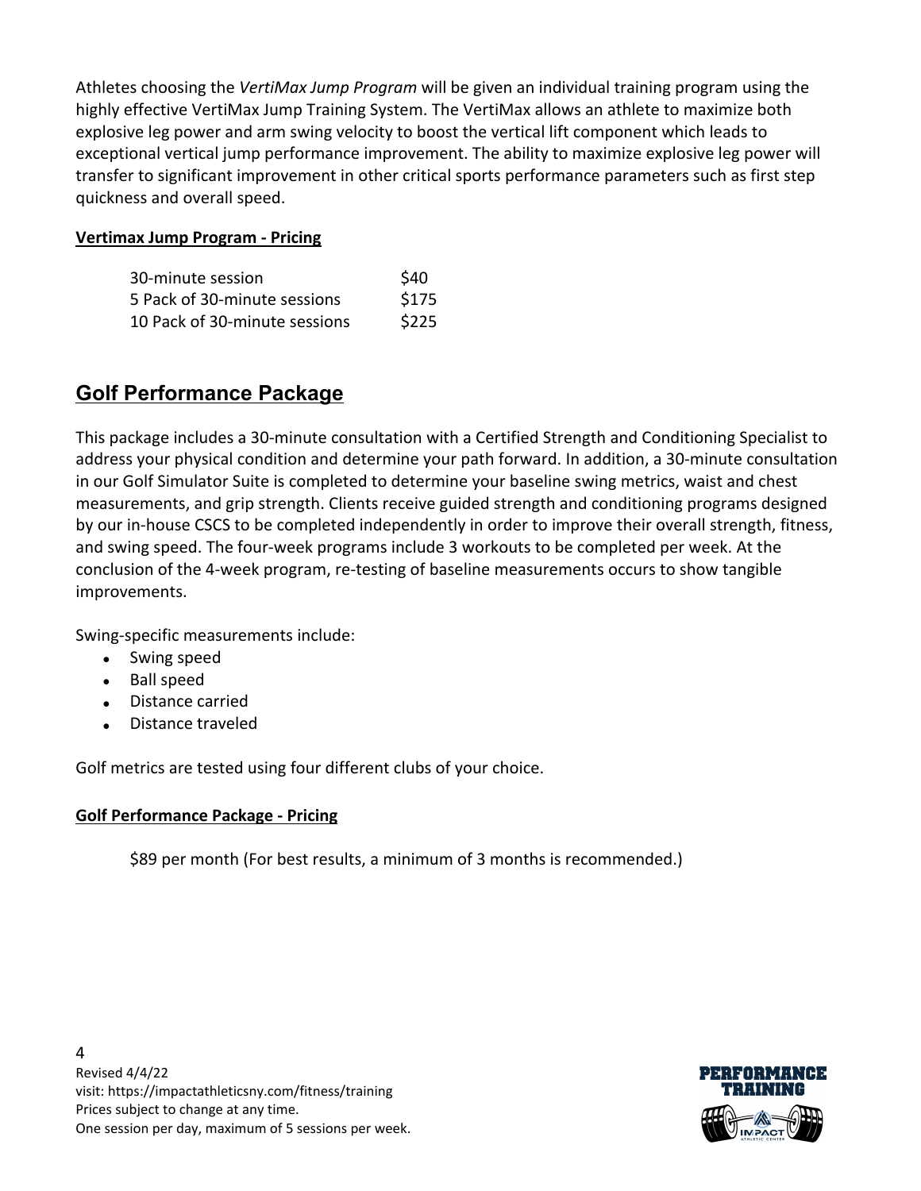Athletes choosing the *VertiMax Jump Program* will be given an individual training program using the highly effective VertiMax Jump Training System. The VertiMax allows an athlete to maximize both explosive leg power and arm swing velocity to boost the vertical lift component which leads to exceptional vertical jump performance improvement. The ability to maximize explosive leg power will transfer to significant improvement in other critical sports performance parameters such as first step quickness and overall speed.

**Vertimax Jump Program - Pricing**

| | |
|---|---|
| 30-minute session | $40 |
| 5 Pack of 30-minute sessions | $175 |
| 10 Pack of 30-minute sessions | $225 |

## Golf Performance Package

This package includes a 30-minute consultation with a Certified Strength and Conditioning Specialist to address your physical condition and determine your path forward. In addition, a 30-minute consultation in our Golf Simulator Suite is completed to determine your baseline swing metrics, waist and chest measurements, and grip strength. Clients receive guided strength and conditioning programs designed by our in-house CSCS to be completed independently in order to improve their overall strength, fitness, and swing speed. The four-week programs include 3 workouts to be completed per week. At the conclusion of the 4-week program, re-testing of baseline measurements occurs to show tangible improvements.

Swing-specific measurements include:

- Swing speed
- Ball speed
- Distance carried
- Distance traveled

Golf metrics are tested using four different clubs of your choice.

**Golf Performance Package - Pricing**

$89 per month (For best results, a minimum of 3 months is recommended.)

Revised 4/4/22
visit: https://impactathleticsny.com/fitness/training
Prices subject to change at any time.
One session per day, maximum of 5 sessions per week.